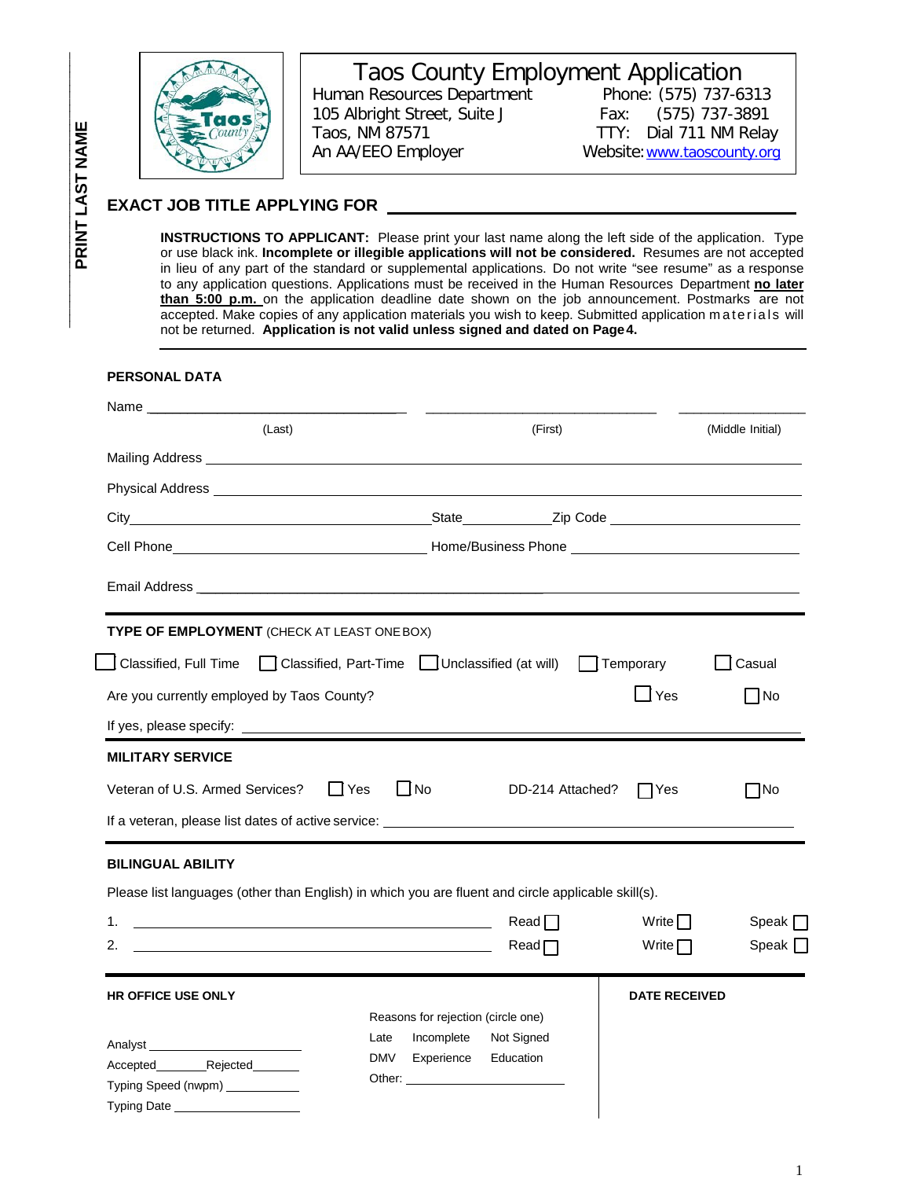PRINT LAST NAME

# Taos County Employment Application

Human Resources Department
105 Albright Street, Suite J
Taos, NM 87571
An AA/EEO Employer

Phone: (575) 737-6313
Fax: (575) 737-3891
TTY: Dial 711 NM Relay
Website: www.taoscounty.org

## EXACT JOB TITLE APPLYING FOR ______________________

**INSTRUCTIONS TO APPLICANT:** Please print your last name along the left side of the application. Type or use black ink. **Incomplete or illegible applications will not be considered.** Resumes are not accepted in lieu of any part of the standard or supplemental applications. Do not write "see resume" as a response to any application questions. Applications must be received in the Human Resources Department **no later than 5:00 p.m.** on the application deadline date shown on the job announcement. Postmarks are not accepted. Make copies of any application materials you wish to keep. Submitted application materials will not be returned. **Application is not valid unless signed and dated on Page 4.**

### PERSONAL DATA

Name ______________________ (Last) ______________________ (First) ______________________ (Middle Initial)

Mailing Address ______________________

Physical Address ______________________

City ______________________ State __________ Zip Code ______________________

Cell Phone ______________________ Home/Business Phone ______________________

Email Address ______________________

### TYPE OF EMPLOYMENT (CHECK AT LEAST ONE BOX)

☐ Classified, Full Time ☐ Classified, Part-Time ☐ Unclassified (at will) ☐ Temporary ☐ Casual

Are you currently employed by Taos County? ☐ Yes ☐ No

If yes, please specify: ______________________

### MILITARY SERVICE

Veteran of U.S. Armed Services? ☐ Yes ☐ No DD-214 Attached? ☐ Yes ☐ No

If a veteran, please list dates of active service: ______________________

### BILINGUAL ABILITY

Please list languages (other than English) in which you are fluent and circle applicable skill(s).

1. ______________________ Read ☐ Write ☐ Speak ☐
2. ______________________ Read ☐ Write ☐ Speak ☐

**HR OFFICE USE ONLY**

Analyst ______________________
Accepted ________ Rejected ________
Typing Speed (nwpm) __________
Typing Date ______________________

Reasons for rejection (circle one)
Late Incomplete Not Signed
DMV Experience Education
Other: ______________________

**DATE RECEIVED**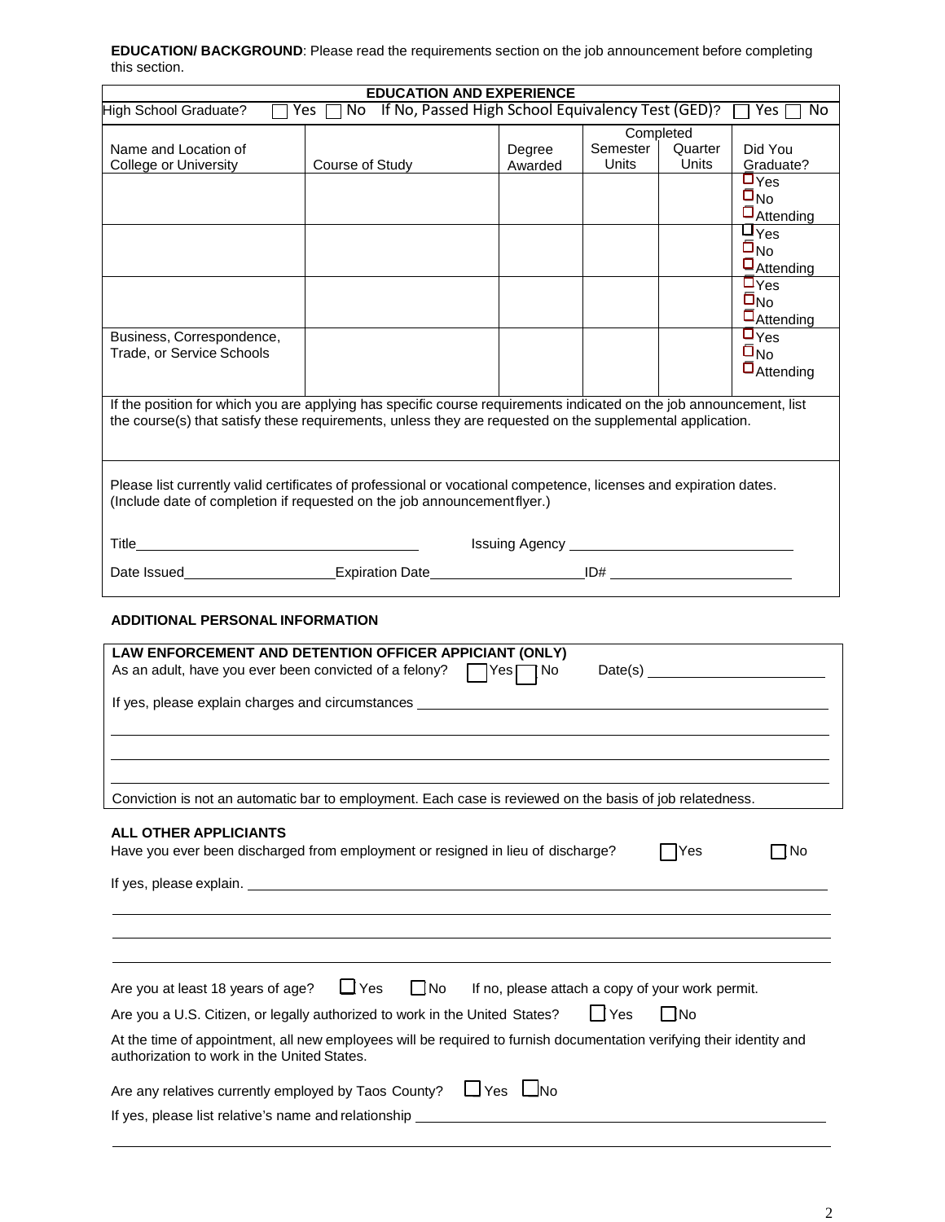**EDUCATION/ BACKGROUND**: Please read the requirements section on the job announcement before completing this section.

| **EDUCATION AND EXPERIENCE** | | | | | |
|---|---|---|---|---|---|
| High School Graduate? ☐ Yes ☐ No If No, Passed High School Equivalency Test (GED)? ☐ Yes ☐ No | | | | | |
| Name and Location of College or University | Course of Study | Degree Awarded | Completed Semester Units | Completed Quarter Units | Did You Graduate? |
| | | | | | ☐Yes ☐No ☐Attending |
| | | | | | ☐Yes ☐No ☐Attending |
| | | | | | ☐Yes ☐No ☐Attending |
| Business, Correspondence, Trade, or Service Schools | | | | | ☐Yes ☐No ☐Attending |

If the position for which you are applying has specific course requirements indicated on the job announcement, list the course(s) that satisfy these requirements, unless they are requested on the supplemental application.

Please list currently valid certificates of professional or vocational competence, licenses and expiration dates. (Include date of completion if requested on the job announcement flyer.)

Title_______________________________ Issuing Agency _______________________________

Date Issued_________________ Expiration Date_________________ ID# _____________________

**ADDITIONAL PERSONAL INFORMATION**

**LAW ENFORCEMENT AND DETENTION OFFICER APPICIANT (ONLY)**

As an adult, have you ever been convicted of a felony? ☐ Yes ☐ No Date(s) _____________________

If yes, please explain charges and circumstances _______________________________________________

___________________________________________________________________________

___________________________________________________________________________

___________________________________________________________________________

Conviction is not an automatic bar to employment. Each case is reviewed on the basis of job relatedness.

**ALL OTHER APPLICANTS**

Have you ever been discharged from employment or resigned in lieu of discharge? ☐ Yes ☐ No

If yes, please explain. ______________________________________________________________

___________________________________________________________________________

___________________________________________________________________________

___________________________________________________________________________

Are you at least 18 years of age? ☐ Yes ☐ No If no, please attach a copy of your work permit.

Are you a U.S. Citizen, or legally authorized to work in the United States? ☐ Yes ☐ No

At the time of appointment, all new employees will be required to furnish documentation verifying their identity and authorization to work in the United States.

Are any relatives currently employed by Taos County? ☐ Yes ☐ No

If yes, please list relative's name and relationship ___________________________________________

___________________________________________________________________________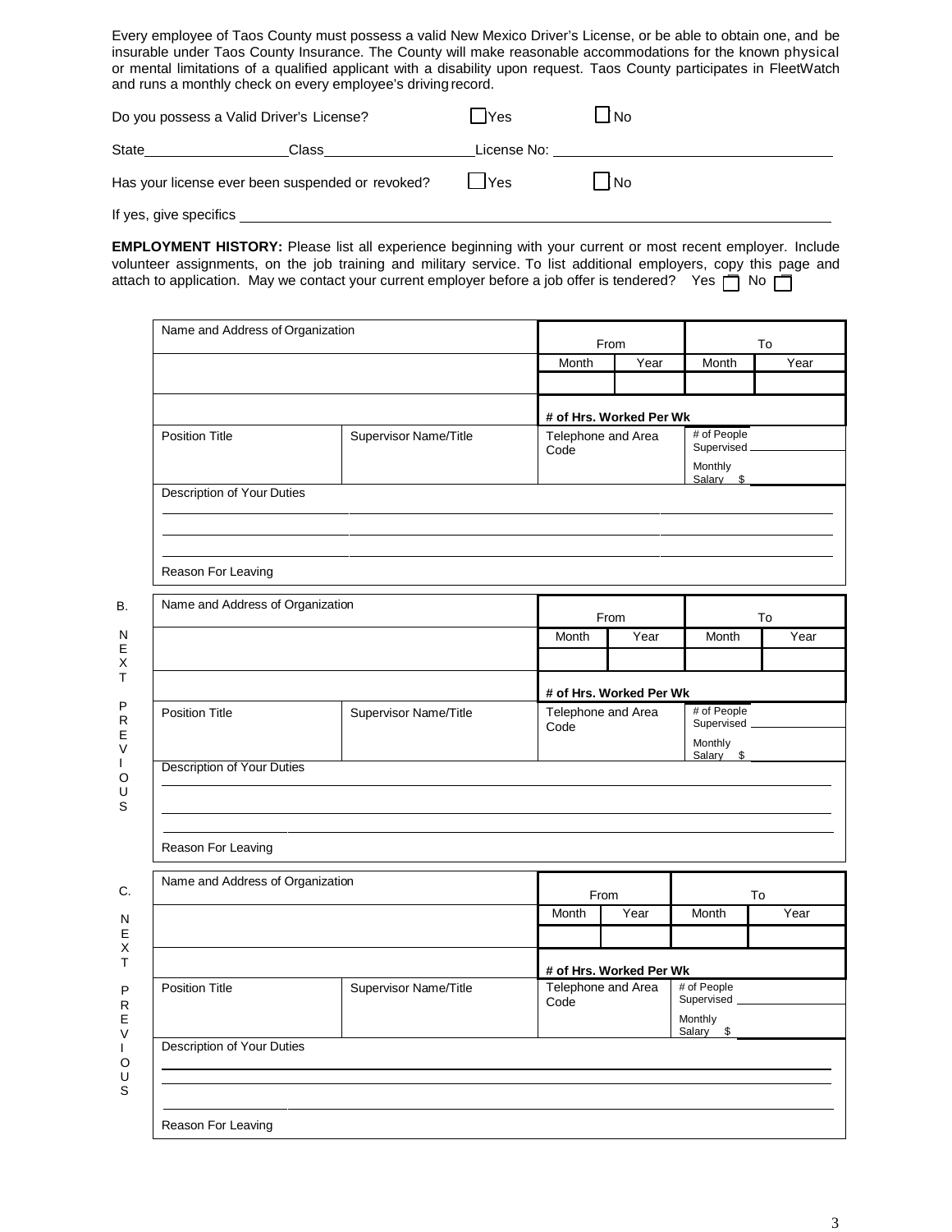Every employee of Taos County must possess a valid New Mexico Driver's License, or be able to obtain one, and be insurable under Taos County Insurance. The County will make reasonable accommodations for the known physical or mental limitations of a qualified applicant with a disability upon request. Taos County participates in FleetWatch and runs a monthly check on every employee's driving record.

Do you possess a Valid Driver's License? ☐ Yes ☐ No

State\_\_\_\_\_\_\_\_\_\_\_\_\_\_ Class\_\_\_\_\_\_\_\_\_\_\_\_\_\_ License No: \_\_\_\_\_\_\_\_\_\_\_\_\_\_\_\_\_\_\_\_

Has your license ever been suspended or revoked? ☐ Yes ☐ No

If yes, give specifics \_\_\_\_\_\_\_\_\_\_\_\_\_\_\_\_\_\_\_\_\_\_\_\_\_\_\_\_\_\_\_\_\_\_\_\_\_\_\_\_

**EMPLOYMENT HISTORY:** Please list all experience beginning with your current or most recent employer. Include volunteer assignments, on the job training and military service. To list additional employers, copy this page and attach to application. May we contact your current employer before a job offer is tendered? Yes ☐ No ☐

| Name and Address of Organization | | From | | To | |
|---|---|---|---|---|---|
| | | Month | Year | Month | Year |
| | | | | | |
| | | # of Hrs. Worked Per Wk | | | |
| Position Title | Supervisor Name/Title | Telephone and Area Code | | # of People Supervised \_\_\_\_ Monthly Salary $ \_\_\_\_ | |
| Description of Your Duties | | | | | |
| Reason For Leaving | | | | | |

**B. NEXT PREVIOUS**

| Name and Address of Organization | | From | | To | |
|---|---|---|---|---|---|
| | | Month | Year | Month | Year |
| | | | | | |
| | | # of Hrs. Worked Per Wk | | | |
| Position Title | Supervisor Name/Title | Telephone and Area Code | | # of People Supervised \_\_\_\_ Monthly Salary $ \_\_\_\_ | |
| Description of Your Duties | | | | | |
| Reason For Leaving | | | | | |

**C. NEXT PREVIOUS**

| Name and Address of Organization | | From | | To | |
|---|---|---|---|---|---|
| | | Month | Year | Month | Year |
| | | | | | |
| | | # of Hrs. Worked Per Wk | | | |
| Position Title | Supervisor Name/Title | Telephone and Area Code | | # of People Supervised \_\_\_\_ Monthly Salary $ \_\_\_\_ | |
| Description of Your Duties | | | | | |
| Reason For Leaving | | | | | |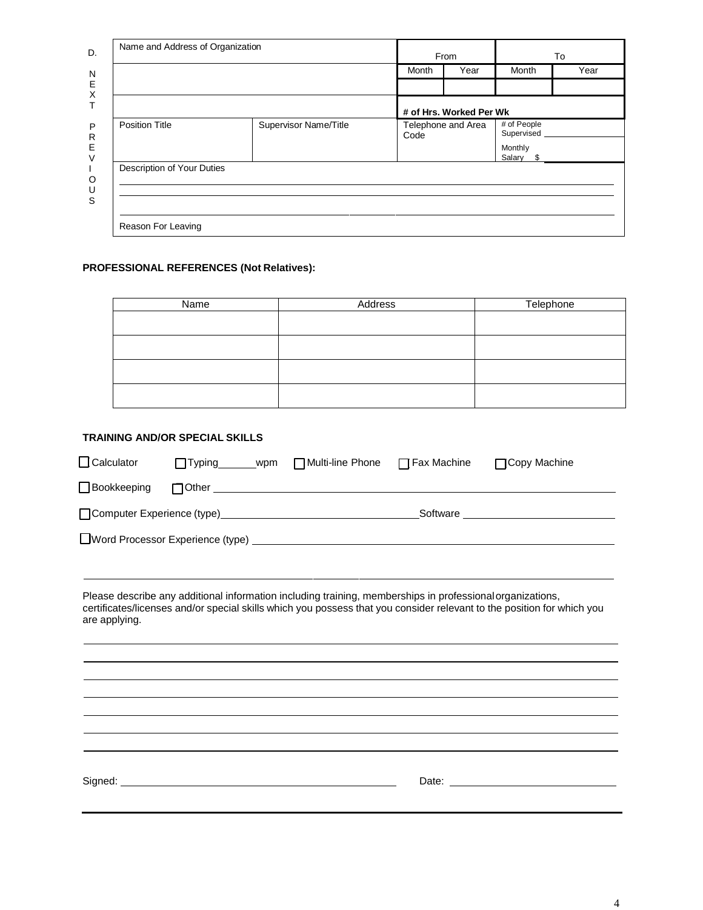D. NEXT PREVIOUS

| Name and Address of Organization | | From | | To | |
|---|---|---|---|---|---|
| | | Month | Year | Month | Year |
| | | | | | |
| | | # of Hrs. Worked Per Wk | | | |
| Position Title | Supervisor Name/Title | Telephone and Area Code | | # of People Supervised ______ Monthly Salary $ ______ | |
| Description of Your Duties | | | | | |
| Reason For Leaving | | | | | |

**PROFESSIONAL REFERENCES (Not Relatives):**

| Name | Address | Telephone |
|---|---|---|
| | | |
| | | |
| | | |
| | | |

**TRAINING AND/OR SPECIAL SKILLS**

☐ Calculator ☐ Typing______wpm ☐ Multi-line Phone ☐ Fax Machine ☐ Copy Machine

☐ Bookkeeping ☐ Other ______________________________

☐ Computer Experience (type)______________________________ Software ______________________________

☐ Word Processor Experience (type) ______________________________

Please describe any additional information including training, memberships in professional organizations, certificates/licenses and/or special skills which you possess that you consider relevant to the position for which you are applying.

Signed: ______________________________ Date: ______________________________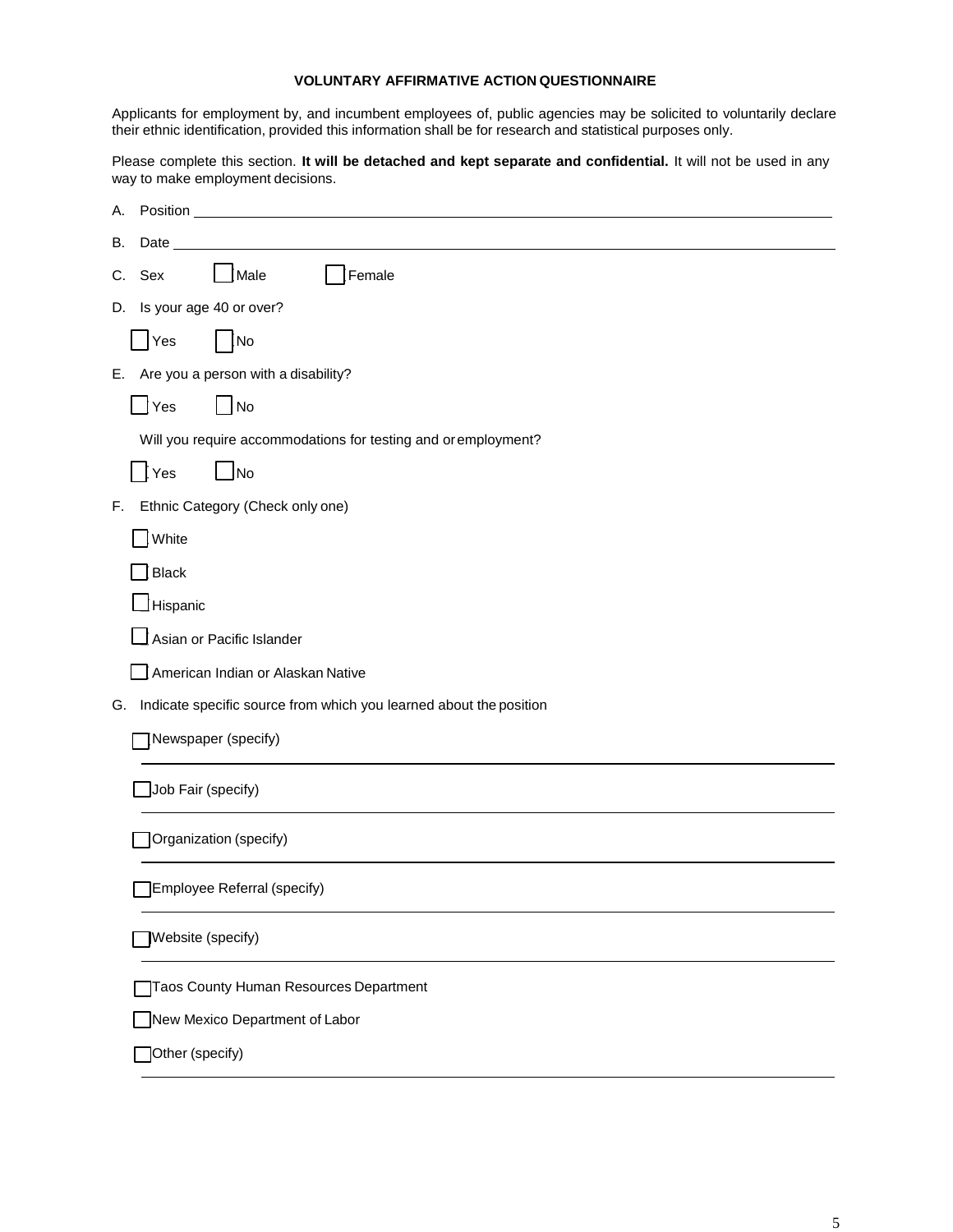# VOLUNTARY AFFIRMATIVE ACTION QUESTIONNAIRE

Applicants for employment by, and incumbent employees of, public agencies may be solicited to voluntarily declare their ethnic identification, provided this information shall be for research and statistical purposes only.

Please complete this section. **It will be detached and kept separate and confidential.** It will not be used in any way to make employment decisions.

A. Position ____________________________________________

B. Date ____________________________________________

C. Sex ☐ Male ☐ Female

D. Is your age 40 or over?

☐ Yes ☐ No

E. Are you a person with a disability?

☐ Yes ☐ No

Will you require accommodations for testing and or employment?

☐ Yes ☐ No

F. Ethnic Category (Check only one)

☐ White

☐ Black

☐ Hispanic

☐ Asian or Pacific Islander

☐ American Indian or Alaskan Native

G. Indicate specific source from which you learned about the position

☐ Newspaper (specify)

____________________________________________

☐ Job Fair (specify)

____________________________________________

☐ Organization (specify)

____________________________________________

☐ Employee Referral (specify)

____________________________________________

☐ Website (specify)

____________________________________________

☐ Taos County Human Resources Department

☐ New Mexico Department of Labor

☐ Other (specify)

____________________________________________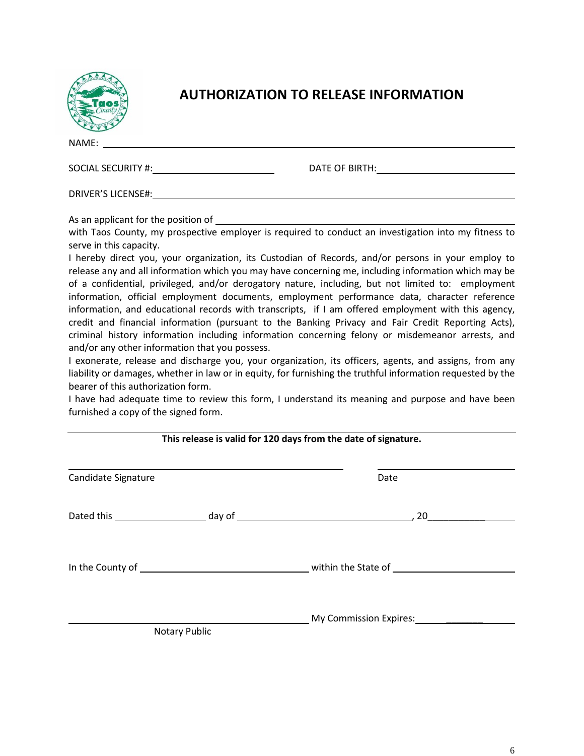# AUTHORIZATION TO RELEASE INFORMATION

NAME: ______________________________________________________________________

SOCIAL SECURITY #: ____________________ DATE OF BIRTH: ______________________

DRIVER'S LICENSE#: __________________________________________________________

As an applicant for the position of ___________________________________________
with Taos County, my prospective employer is required to conduct an investigation into my fitness to serve in this capacity.

I hereby direct you, your organization, its Custodian of Records, and/or persons in your employ to release any and all information which you may have concerning me, including information which may be of a confidential, privileged, and/or derogatory nature, including, but not limited to: employment information, official employment documents, employment performance data, character reference information, and educational records with transcripts, if I am offered employment with this agency, credit and financial information (pursuant to the Banking Privacy and Fair Credit Reporting Acts), criminal history information including information concerning felony or misdemeanor arrests, and and/or any other information that you possess.

I exonerate, release and discharge you, your organization, its officers, agents, and assigns, from any liability or damages, whether in law or in equity, for furnishing the truthful information requested by the bearer of this authorization form.

I have had adequate time to review this form, I understand its meaning and purpose and have been furnished a copy of the signed form.

**This release is valid for 120 days from the date of signature.**

______________________________________ ______________________

Candidate Signature Date

Dated this ______________ day of ____________________________, 20__________

In the County of ___________________________ within the State of ____________________

______________________________________ My Commission Expires: ______________

Notary Public